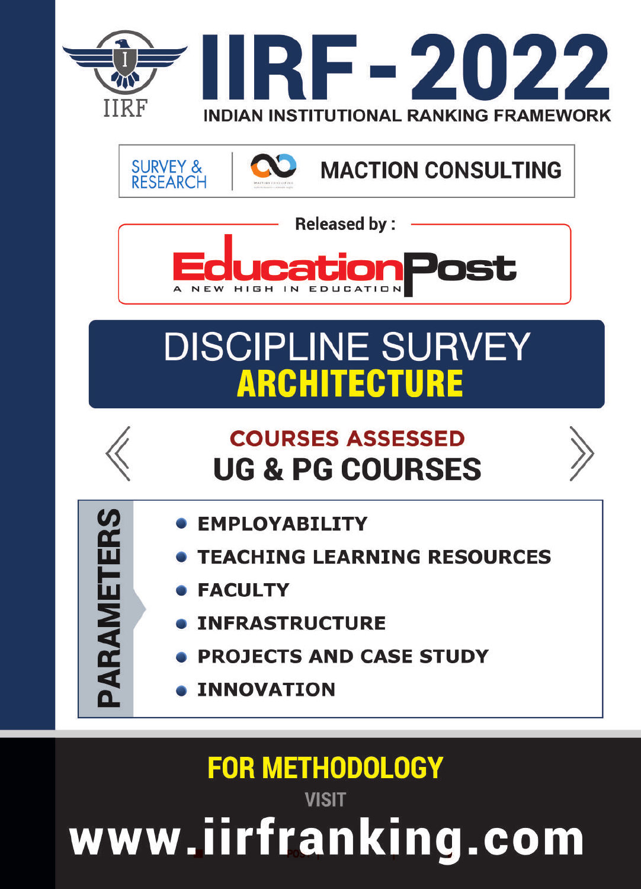# IIRF - 2022

INDIAN INSTITUTIONAL RANKING FRAMEWORK

SURVEY & RESEARCH | MACTION CONSULTING

Released by :

**EducationPost**

A NEW HIGH IN EDUCATION

## DISCIPLINE SURVEY

## ARCHITECTURE

### COURSES ASSESSED

### UG & PG COURSES

**PARAMETERS**

- EMPLOYABILITY
- TEACHING LEARNING RESOURCES
- FACULTY
- INFRASTRUCTURE
- PROJECTS AND CASE STUDY
- INNOVATION

**FOR METHODOLOGY**

VISIT

**www.iirfranking.com**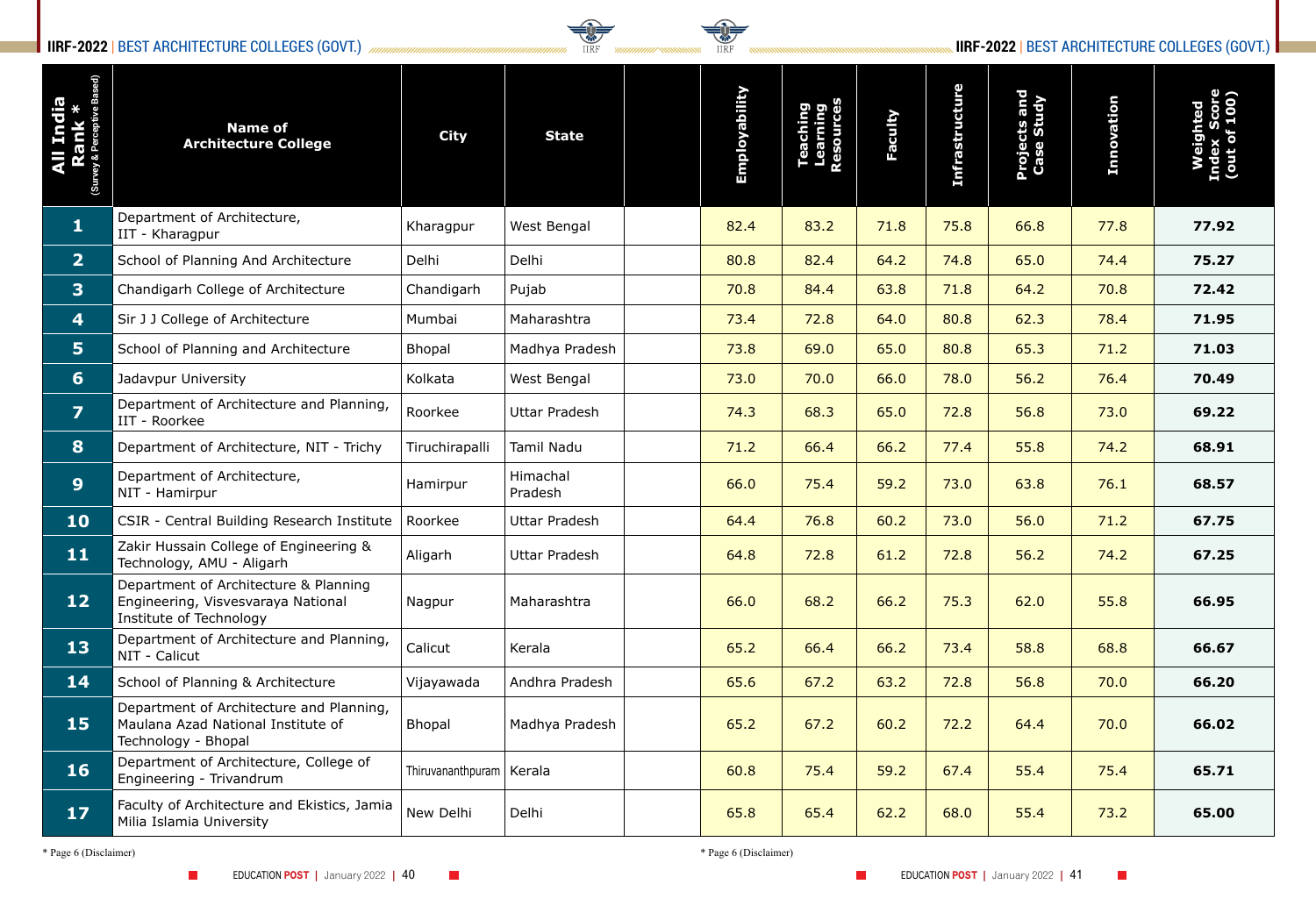## IIRF-2022 | BEST ARCHITECTURE COLLEGES (GOVT.)

| All India Rank * (Survey & Perceptive Based) | Name of Architecture College | City | State | | Employability | Teaching Learning Resources | Faculty | Infrastructure | Projects and Case Study | Innovation | Weighted Index Score (out of 100) |
|---|---|---|---|---|---|---|---|---|---|---|---|
| 1 | Department of Architecture, IIT - Kharagpur | Kharagpur | West Bengal | | 82.4 | 83.2 | 71.8 | 75.8 | 66.8 | 77.8 | **77.92** |
| 2 | School of Planning And Architecture | Delhi | Delhi | | 80.8 | 82.4 | 64.2 | 74.8 | 65.0 | 74.4 | **75.27** |
| 3 | Chandigarh College of Architecture | Chandigarh | Pujab | | 70.8 | 84.4 | 63.8 | 71.8 | 64.2 | 70.8 | **72.42** |
| 4 | Sir J J College of Architecture | Mumbai | Maharashtra | | 73.4 | 72.8 | 64.0 | 80.8 | 62.3 | 78.4 | **71.95** |
| 5 | School of Planning and Architecture | Bhopal | Madhya Pradesh | | 73.8 | 69.0 | 65.0 | 80.8 | 65.3 | 71.2 | **71.03** |
| 6 | Jadavpur University | Kolkata | West Bengal | | 73.0 | 70.0 | 66.0 | 78.0 | 56.2 | 76.4 | **70.49** |
| 7 | Department of Architecture and Planning, IIT - Roorkee | Roorkee | Uttar Pradesh | | 74.3 | 68.3 | 65.0 | 72.8 | 56.8 | 73.0 | **69.22** |
| 8 | Department of Architecture, NIT - Trichy | Tiruchirapalli | Tamil Nadu | | 71.2 | 66.4 | 66.2 | 77.4 | 55.8 | 74.2 | **68.91** |
| 9 | Department of Architecture, NIT - Hamirpur | Hamirpur | Himachal Pradesh | | 66.0 | 75.4 | 59.2 | 73.0 | 63.8 | 76.1 | **68.57** |
| 10 | CSIR - Central Building Research Institute | Roorkee | Uttar Pradesh | | 64.4 | 76.8 | 60.2 | 73.0 | 56.0 | 71.2 | **67.75** |
| 11 | Zakir Hussain College of Engineering & Technology, AMU - Aligarh | Aligarh | Uttar Pradesh | | 64.8 | 72.8 | 61.2 | 72.8 | 56.2 | 74.2 | **67.25** |
| 12 | Department of Architecture & Planning Engineering, Visvesvaraya National Institute of Technology | Nagpur | Maharashtra | | 66.0 | 68.2 | 66.2 | 75.3 | 62.0 | 55.8 | **66.95** |
| 13 | Department of Architecture and Planning, NIT - Calicut | Calicut | Kerala | | 65.2 | 66.4 | 66.2 | 73.4 | 58.8 | 68.8 | **66.67** |
| 14 | School of Planning & Architecture | Vijayawada | Andhra Pradesh | | 65.6 | 67.2 | 63.2 | 72.8 | 56.8 | 70.0 | **66.20** |
| 15 | Department of Architecture and Planning, Maulana Azad National Institute of Technology - Bhopal | Bhopal | Madhya Pradesh | | 65.2 | 67.2 | 60.2 | 72.2 | 64.4 | 70.0 | **66.02** |
| 16 | Department of Architecture, College of Engineering - Trivandrum | Thiruvananthpuram | Kerala | | 60.8 | 75.4 | 59.2 | 67.4 | 55.4 | 75.4 | **65.71** |
| 17 | Faculty of Architecture and Ekistics, Jamia Milia Islamia University | New Delhi | Delhi | | 65.8 | 65.4 | 62.2 | 68.0 | 55.4 | 73.2 | **65.00** |

* Page 6 (Disclaimer)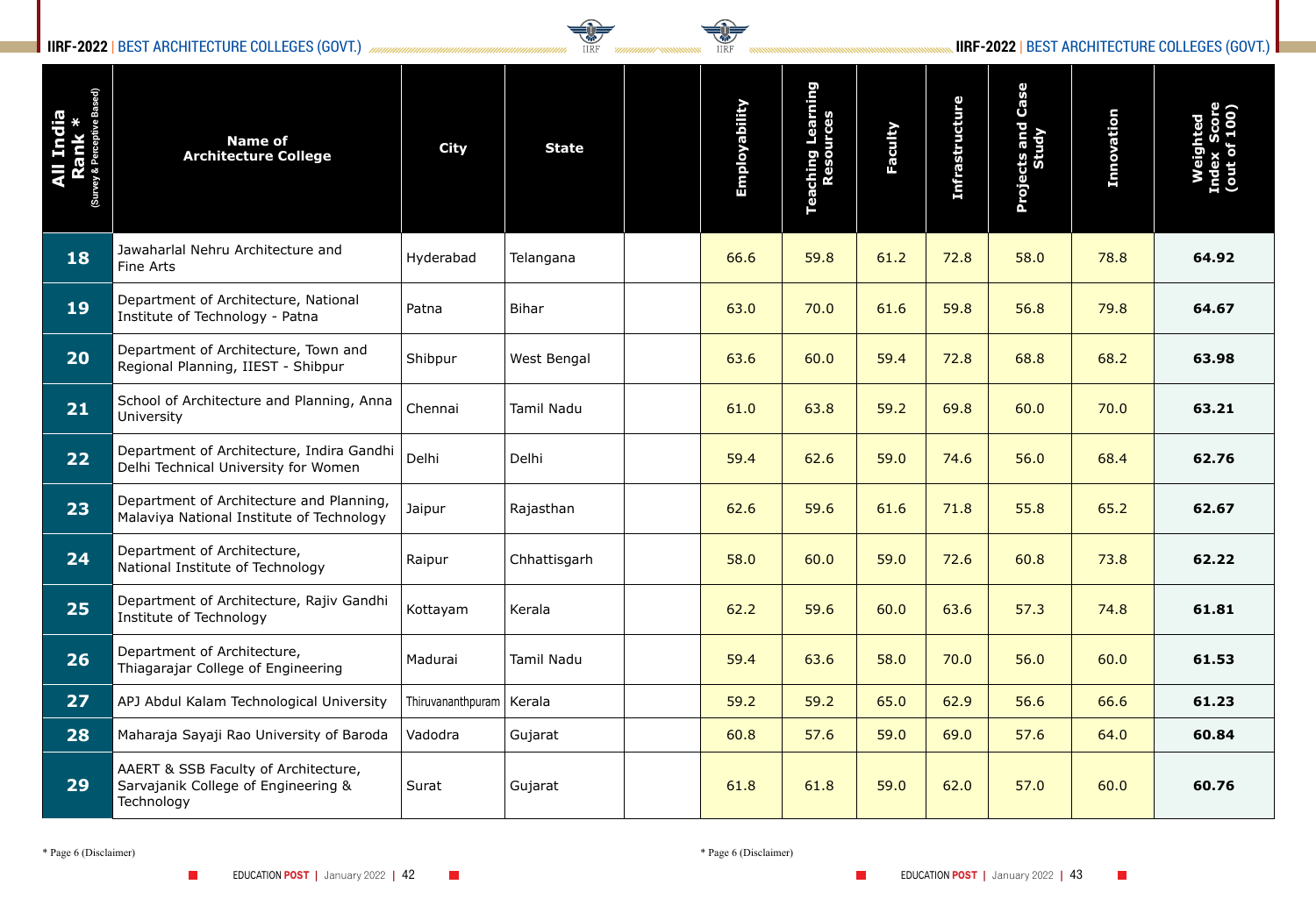# IIRF-2022 | BEST ARCHITECTURE COLLEGES (GOVT.)

| All India Rank * (Survey & Perceptive Based) | Name of Architecture College | City | State | | Employability | Teaching Learning Resources | Faculty | Infrastructure | Projects and Case Study | Innovation | Weighted Index Score (out of 100) |
|---|---|---|---|---|---|---|---|---|---|---|---|
| 18 | Jawaharlal Nehru Architecture and Fine Arts | Hyderabad | Telangana | | 66.6 | 59.8 | 61.2 | 72.8 | 58.0 | 78.8 | **64.92** |
| 19 | Department of Architecture, National Institute of Technology - Patna | Patna | Bihar | | 63.0 | 70.0 | 61.6 | 59.8 | 56.8 | 79.8 | **64.67** |
| 20 | Department of Architecture, Town and Regional Planning, IIEST - Shibpur | Shibpur | West Bengal | | 63.6 | 60.0 | 59.4 | 72.8 | 68.8 | 68.2 | **63.98** |
| 21 | School of Architecture and Planning, Anna University | Chennai | Tamil Nadu | | 61.0 | 63.8 | 59.2 | 69.8 | 60.0 | 70.0 | **63.21** |
| 22 | Department of Architecture, Indira Gandhi Delhi Technical University for Women | Delhi | Delhi | | 59.4 | 62.6 | 59.0 | 74.6 | 56.0 | 68.4 | **62.76** |
| 23 | Department of Architecture and Planning, Malaviya National Institute of Technology | Jaipur | Rajasthan | | 62.6 | 59.6 | 61.6 | 71.8 | 55.8 | 65.2 | **62.67** |
| 24 | Department of Architecture, National Institute of Technology | Raipur | Chhattisgarh | | 58.0 | 60.0 | 59.0 | 72.6 | 60.8 | 73.8 | **62.22** |
| 25 | Department of Architecture, Rajiv Gandhi Institute of Technology | Kottayam | Kerala | | 62.2 | 59.6 | 60.0 | 63.6 | 57.3 | 74.8 | **61.81** |
| 26 | Department of Architecture, Thiagarajar College of Engineering | Madurai | Tamil Nadu | | 59.4 | 63.6 | 58.0 | 70.0 | 56.0 | 60.0 | **61.53** |
| 27 | APJ Abdul Kalam Technological University | Thiruvananthpuram | Kerala | | 59.2 | 59.2 | 65.0 | 62.9 | 56.6 | 66.6 | **61.23** |
| 28 | Maharaja Sayaji Rao University of Baroda | Vadodra | Gujarat | | 60.8 | 57.6 | 59.0 | 69.0 | 57.6 | 64.0 | **60.84** |
| 29 | AAERT & SSB Faculty of Architecture, Sarvajanik College of Engineering & Technology | Surat | Gujarat | | 61.8 | 61.8 | 59.0 | 62.0 | 57.0 | 60.0 | **60.76** |

* Page 6 (Disclaimer)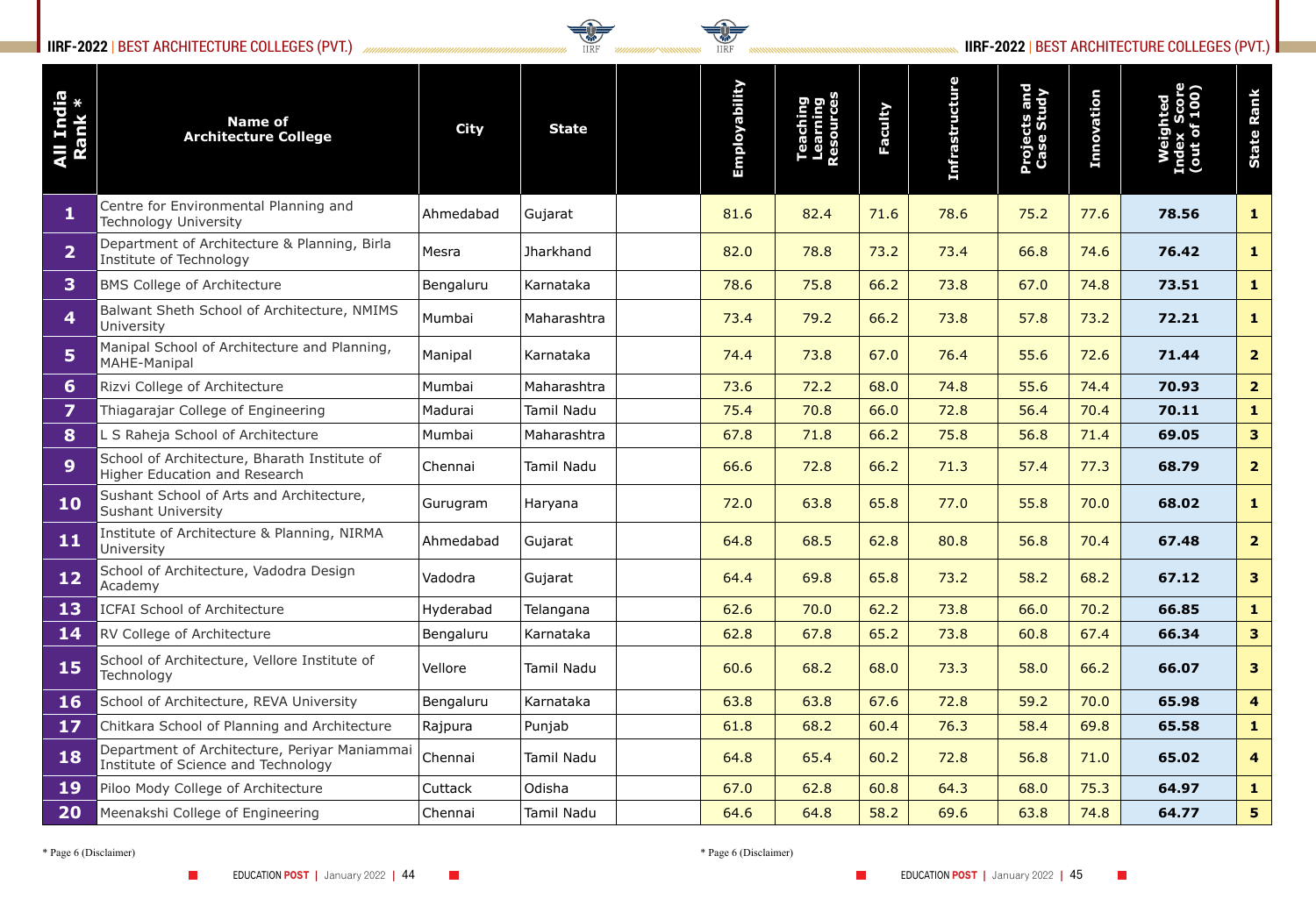## IIRF-2022 | BEST ARCHITECTURE COLLEGES (PVT.)

| All India Rank * | Name of Architecture College | City | State | | Employability | Teaching Learning Resources | Faculty | Infrastructure | Projects and Case Study | Innovation | Weighted Index Score (out of 100) | State Rank |
|---|---|---|---|---|---|---|---|---|---|---|---|---|
| 1 | Centre for Environmental Planning and Technology University | Ahmedabad | Gujarat | | 81.6 | 82.4 | 71.6 | 78.6 | 75.2 | 77.6 | 78.56 | 1 |
| 2 | Department of Architecture & Planning, Birla Institute of Technology | Mesra | Jharkhand | | 82.0 | 78.8 | 73.2 | 73.4 | 66.8 | 74.6 | 76.42 | 1 |
| 3 | BMS College of Architecture | Bengaluru | Karnataka | | 78.6 | 75.8 | 66.2 | 73.8 | 67.0 | 74.8 | 73.51 | 1 |
| 4 | Balwant Sheth School of Architecture, NMIMS University | Mumbai | Maharashtra | | 73.4 | 79.2 | 66.2 | 73.8 | 57.8 | 73.2 | 72.21 | 1 |
| 5 | Manipal School of Architecture and Planning, MAHE-Manipal | Manipal | Karnataka | | 74.4 | 73.8 | 67.0 | 76.4 | 55.6 | 72.6 | 71.44 | 2 |
| 6 | Rizvi College of Architecture | Mumbai | Maharashtra | | 73.6 | 72.2 | 68.0 | 74.8 | 55.6 | 74.4 | 70.93 | 2 |
| 7 | Thiagarajar College of Engineering | Madurai | Tamil Nadu | | 75.4 | 70.8 | 66.0 | 72.8 | 56.4 | 70.4 | 70.11 | 1 |
| 8 | L S Raheja School of Architecture | Mumbai | Maharashtra | | 67.8 | 71.8 | 66.2 | 75.8 | 56.8 | 71.4 | 69.05 | 3 |
| 9 | School of Architecture, Bharath Institute of Higher Education and Research | Chennai | Tamil Nadu | | 66.6 | 72.8 | 66.2 | 71.3 | 57.4 | 77.3 | 68.79 | 2 |
| 10 | Sushant School of Arts and Architecture, Sushant University | Gurugram | Haryana | | 72.0 | 63.8 | 65.8 | 77.0 | 55.8 | 70.0 | 68.02 | 1 |
| 11 | Institute of Architecture & Planning, NIRMA University | Ahmedabad | Gujarat | | 64.8 | 68.5 | 62.8 | 80.8 | 56.8 | 70.4 | 67.48 | 2 |
| 12 | School of Architecture, Vadodra Design Academy | Vadodra | Gujarat | | 64.4 | 69.8 | 65.8 | 73.2 | 58.2 | 68.2 | 67.12 | 3 |
| 13 | ICFAI School of Architecture | Hyderabad | Telangana | | 62.6 | 70.0 | 62.2 | 73.8 | 66.0 | 70.2 | 66.85 | 1 |
| 14 | RV College of Architecture | Bengaluru | Karnataka | | 62.8 | 67.8 | 65.2 | 73.8 | 60.8 | 67.4 | 66.34 | 3 |
| 15 | School of Architecture, Vellore Institute of Technology | Vellore | Tamil Nadu | | 60.6 | 68.2 | 68.0 | 73.3 | 58.0 | 66.2 | 66.07 | 3 |
| 16 | School of Architecture, REVA University | Bengaluru | Karnataka | | 63.8 | 63.8 | 67.6 | 72.8 | 59.2 | 70.0 | 65.98 | 4 |
| 17 | Chitkara School of Planning and Architecture | Rajpura | Punjab | | 61.8 | 68.2 | 60.4 | 76.3 | 58.4 | 69.8 | 65.58 | 1 |
| 18 | Department of Architecture, Periyar Maniammai Institute of Science and Technology | Chennai | Tamil Nadu | | 64.8 | 65.4 | 60.2 | 72.8 | 56.8 | 71.0 | 65.02 | 4 |
| 19 | Piloo Mody College of Architecture | Cuttack | Odisha | | 67.0 | 62.8 | 60.8 | 64.3 | 68.0 | 75.3 | 64.97 | 1 |
| 20 | Meenakshi College of Engineering | Chennai | Tamil Nadu | | 64.6 | 64.8 | 58.2 | 69.6 | 63.8 | 74.8 | 64.77 | 5 |

\* Page 6 (Disclaimer)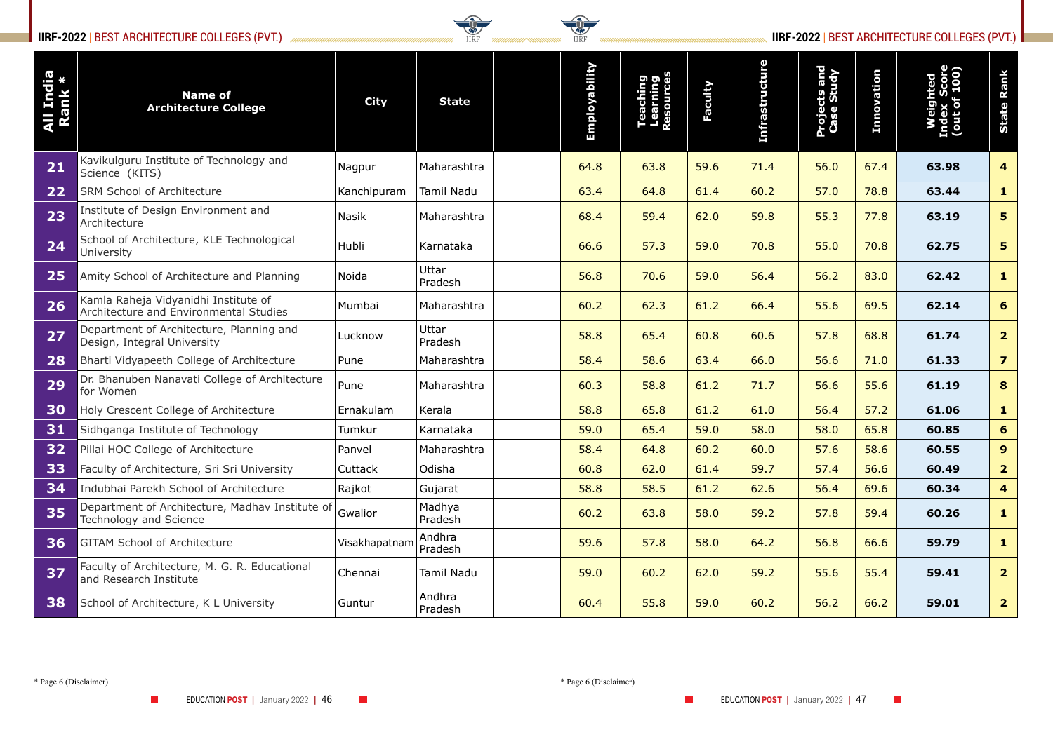## IIRF-2022 | BEST ARCHITECTURE COLLEGES (PVT.)

| All India Rank * | Name of Architecture College | City | State | | Employability | Teaching Learning Resources | Faculty | Infrastructure | Projects and Case Study | Innovation | Weighted Index Score (out of 100) | State Rank |
|---|---|---|---|---|---|---|---|---|---|---|---|---|
| 21 | Kavikulguru Institute of Technology and Science (KITS) | Nagpur | Maharashtra | | 64.8 | 63.8 | 59.6 | 71.4 | 56.0 | 67.4 | 63.98 | 4 |
| 22 | SRM School of Architecture | Kanchipuram | Tamil Nadu | | 63.4 | 64.8 | 61.4 | 60.2 | 57.0 | 78.8 | 63.44 | 1 |
| 23 | Institute of Design Environment and Architecture | Nasik | Maharashtra | | 68.4 | 59.4 | 62.0 | 59.8 | 55.3 | 77.8 | 63.19 | 5 |
| 24 | School of Architecture, KLE Technological University | Hubli | Karnataka | | 66.6 | 57.3 | 59.0 | 70.8 | 55.0 | 70.8 | 62.75 | 5 |
| 25 | Amity School of Architecture and Planning | Noida | Uttar Pradesh | | 56.8 | 70.6 | 59.0 | 56.4 | 56.2 | 83.0 | 62.42 | 1 |
| 26 | Kamla Raheja Vidyanidhi Institute of Architecture and Environmental Studies | Mumbai | Maharashtra | | 60.2 | 62.3 | 61.2 | 66.4 | 55.6 | 69.5 | 62.14 | 6 |
| 27 | Department of Architecture, Planning and Design, Integral University | Lucknow | Uttar Pradesh | | 58.8 | 65.4 | 60.8 | 60.6 | 57.8 | 68.8 | 61.74 | 2 |
| 28 | Bharti Vidyapeeth College of Architecture | Pune | Maharashtra | | 58.4 | 58.6 | 63.4 | 66.0 | 56.6 | 71.0 | 61.33 | 7 |
| 29 | Dr. Bhanuben Nanavati College of Architecture for Women | Pune | Maharashtra | | 60.3 | 58.8 | 61.2 | 71.7 | 56.6 | 55.6 | 61.19 | 8 |
| 30 | Holy Crescent College of Architecture | Ernakulam | Kerala | | 58.8 | 65.8 | 61.2 | 61.0 | 56.4 | 57.2 | 61.06 | 1 |
| 31 | Sidhganga Institute of Technology | Tumkur | Karnataka | | 59.0 | 65.4 | 59.0 | 58.0 | 58.0 | 65.8 | 60.85 | 6 |
| 32 | Pillai HOC College of Architecture | Panvel | Maharashtra | | 58.4 | 64.8 | 60.2 | 60.0 | 57.6 | 58.6 | 60.55 | 9 |
| 33 | Faculty of Architecture, Sri Sri University | Cuttack | Odisha | | 60.8 | 62.0 | 61.4 | 59.7 | 57.4 | 56.6 | 60.49 | 2 |
| 34 | Indubhai Parekh School of Architecture | Rajkot | Gujarat | | 58.8 | 58.5 | 61.2 | 62.6 | 56.4 | 69.6 | 60.34 | 4 |
| 35 | Department of Architecture, Madhav Institute of Technology and Science | Gwalior | Madhya Pradesh | | 60.2 | 63.8 | 58.0 | 59.2 | 57.8 | 59.4 | 60.26 | 1 |
| 36 | GITAM School of Architecture | Visakhapatnam | Andhra Pradesh | | 59.6 | 57.8 | 58.0 | 64.2 | 56.8 | 66.6 | 59.79 | 1 |
| 37 | Faculty of Architecture, M. G. R. Educational and Research Institute | Chennai | Tamil Nadu | | 59.0 | 60.2 | 62.0 | 59.2 | 55.6 | 55.4 | 59.41 | 2 |
| 38 | School of Architecture, K L University | Guntur | Andhra Pradesh | | 60.4 | 55.8 | 59.0 | 60.2 | 56.2 | 66.2 | 59.01 | 2 |

\* Page 6 (Disclaimer)